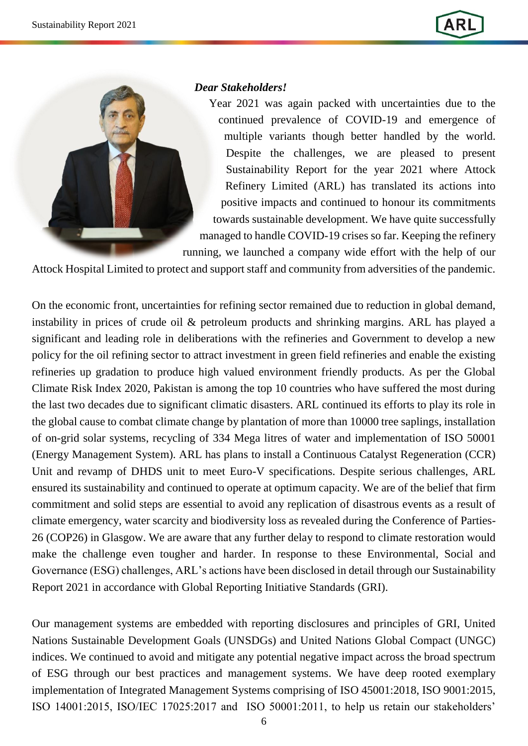***Dear Stakeholders!***

Year 2021 was again packed with uncertainties due to the continued prevalence of COVID-19 and emergence of multiple variants though better handled by the world. Despite the challenges, we are pleased to present Sustainability Report for the year 2021 where Attock Refinery Limited (ARL) has translated its actions into positive impacts and continued to honour its commitments towards sustainable development. We have quite successfully managed to handle COVID-19 crises so far. Keeping the refinery running, we launched a company wide effort with the help of our Attock Hospital Limited to protect and support staff and community from adversities of the pandemic.

On the economic front, uncertainties for refining sector remained due to reduction in global demand, instability in prices of crude oil & petroleum products and shrinking margins. ARL has played a significant and leading role in deliberations with the refineries and Government to develop a new policy for the oil refining sector to attract investment in green field refineries and enable the existing refineries up gradation to produce high valued environment friendly products. As per the Global Climate Risk Index 2020, Pakistan is among the top 10 countries who have suffered the most during the last two decades due to significant climatic disasters. ARL continued its efforts to play its role in the global cause to combat climate change by plantation of more than 10000 tree saplings, installation of on-grid solar systems, recycling of 334 Mega litres of water and implementation of ISO 50001 (Energy Management System). ARL has plans to install a Continuous Catalyst Regeneration (CCR) Unit and revamp of DHDS unit to meet Euro-V specifications. Despite serious challenges, ARL ensured its sustainability and continued to operate at optimum capacity. We are of the belief that firm commitment and solid steps are essential to avoid any replication of disastrous events as a result of climate emergency, water scarcity and biodiversity loss as revealed during the Conference of Parties-26 (COP26) in Glasgow. We are aware that any further delay to respond to climate restoration would make the challenge even tougher and harder. In response to these Environmental, Social and Governance (ESG) challenges, ARL's actions have been disclosed in detail through our Sustainability Report 2021 in accordance with Global Reporting Initiative Standards (GRI).

Our management systems are embedded with reporting disclosures and principles of GRI, United Nations Sustainable Development Goals (UNSDGs) and United Nations Global Compact (UNGC) indices. We continued to avoid and mitigate any potential negative impact across the broad spectrum of ESG through our best practices and management systems. We have deep rooted exemplary implementation of Integrated Management Systems comprising of ISO 45001:2018, ISO 9001:2015, ISO 14001:2015, ISO/IEC 17025:2017 and ISO 50001:2011, to help us retain our stakeholders'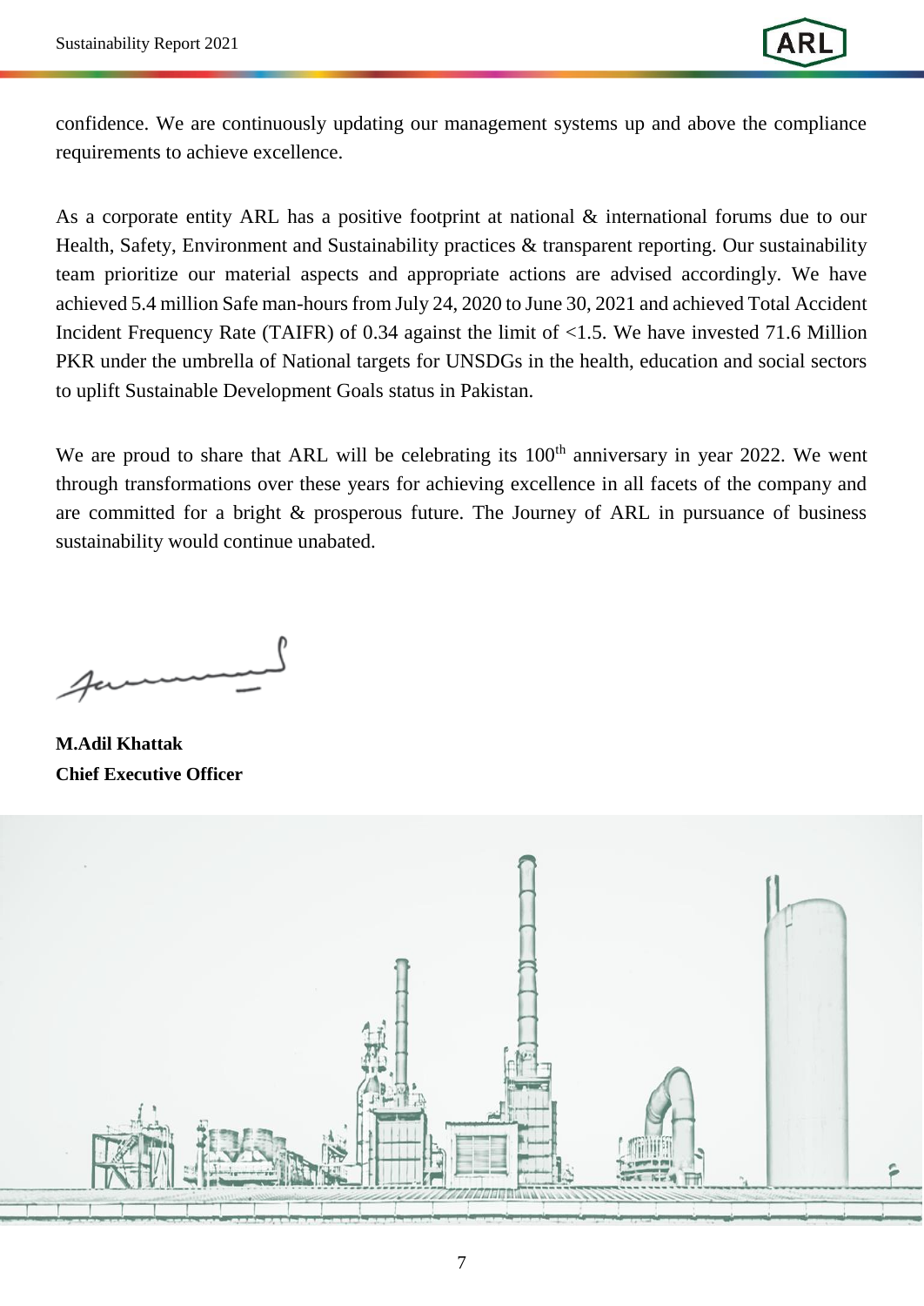confidence. We are continuously updating our management systems up and above the compliance requirements to achieve excellence.

As a corporate entity ARL has a positive footprint at national & international forums due to our Health, Safety, Environment and Sustainability practices & transparent reporting. Our sustainability team prioritize our material aspects and appropriate actions are advised accordingly. We have achieved 5.4 million Safe man-hours from July 24, 2020 to June 30, 2021 and achieved Total Accident Incident Frequency Rate (TAIFR) of 0.34 against the limit of <1.5. We have invested 71.6 Million PKR under the umbrella of National targets for UNSDGs in the health, education and social sectors to uplift Sustainable Development Goals status in Pakistan.

We are proud to share that ARL will be celebrating its 100th anniversary in year 2022. We went through transformations over these years for achieving excellence in all facets of the company and are committed for a bright & prosperous future. The Journey of ARL in pursuance of business sustainability would continue unabated.

**M.Adil Khattak**
**Chief Executive Officer**